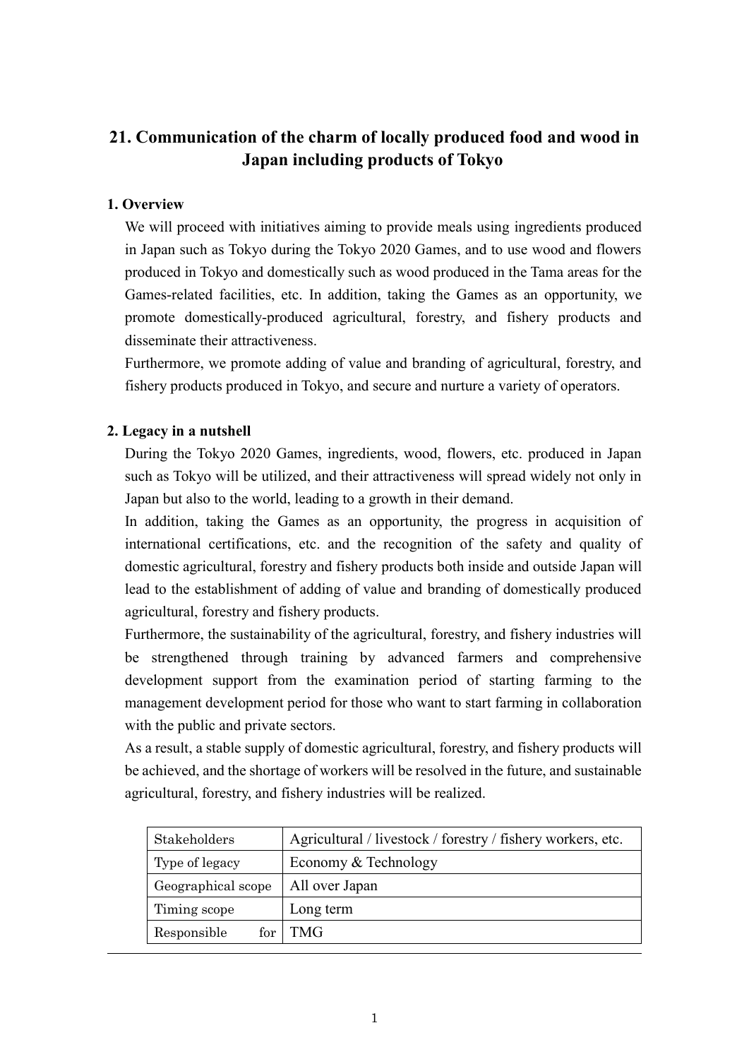# 21. Communication of the charm of locally produced food and wood in Japan including products of Tokyo

## 1. Overview

We will proceed with initiatives aiming to provide meals using ingredients produced in Japan such as Tokyo during the Tokyo 2020 Games, and to use wood and flowers produced in Tokyo and domestically such as wood produced in the Tama areas for the Games-related facilities, etc. In addition, taking the Games as an opportunity, we promote domestically-produced agricultural, forestry, and fishery products and disseminate their attractiveness.

Furthermore, we promote adding of value and branding of agricultural, forestry, and fishery products produced in Tokyo, and secure and nurture a variety of operators.

## 2. Legacy in a nutshell

During the Tokyo 2020 Games, ingredients, wood, flowers, etc. produced in Japan such as Tokyo will be utilized, and their attractiveness will spread widely not only in Japan but also to the world, leading to a growth in their demand.

In addition, taking the Games as an opportunity, the progress in acquisition of international certifications, etc. and the recognition of the safety and quality of domestic agricultural, forestry and fishery products both inside and outside Japan will lead to the establishment of adding of value and branding of domestically produced agricultural, forestry and fishery products.

Furthermore, the sustainability of the agricultural, forestry, and fishery industries will be strengthened through training by advanced farmers and comprehensive development support from the examination period of starting farming to the management development period for those who want to start farming in collaboration with the public and private sectors.

As a result, a stable supply of domestic agricultural, forestry, and fishery products will be achieved, and the shortage of workers will be resolved in the future, and sustainable agricultural, forestry, and fishery industries will be realized.

| Stakeholders | Agricultural / livestock / forestry / fishery workers, etc. |
|---|---|
| Type of legacy | Economy & Technology |
| Geographical scope | All over Japan |
| Timing scope | Long term |
| Responsible for | TMG |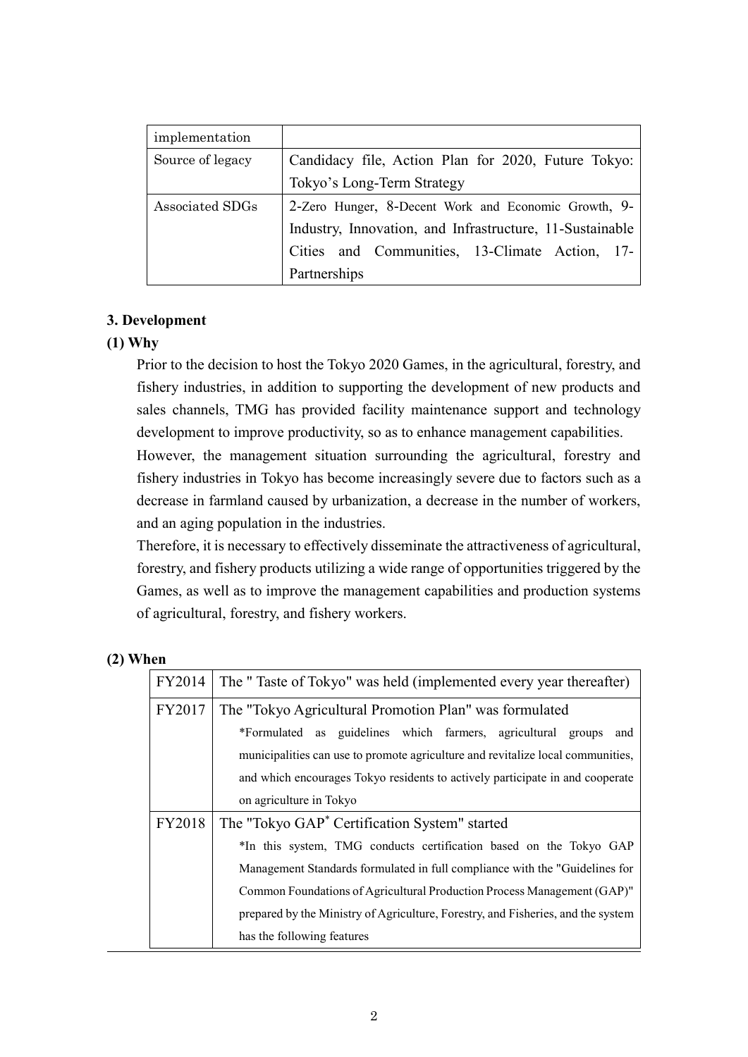| implementation | |
|---|---|
| Source of legacy | Candidacy file, Action Plan for 2020, Future Tokyo: Tokyo's Long-Term Strategy |
| Associated SDGs | 2-Zero Hunger, 8-Decent Work and Economic Growth, 9-Industry, Innovation, and Infrastructure, 11-Sustainable Cities and Communities, 13-Climate Action, 17-Partnerships |

### 3. Development

#### (1) Why

Prior to the decision to host the Tokyo 2020 Games, in the agricultural, forestry, and fishery industries, in addition to supporting the development of new products and sales channels, TMG has provided facility maintenance support and technology development to improve productivity, so as to enhance management capabilities.

However, the management situation surrounding the agricultural, forestry and fishery industries in Tokyo has become increasingly severe due to factors such as a decrease in farmland caused by urbanization, a decrease in the number of workers, and an aging population in the industries.

Therefore, it is necessary to effectively disseminate the attractiveness of agricultural, forestry, and fishery products utilizing a wide range of opportunities triggered by the Games, as well as to improve the management capabilities and production systems of agricultural, forestry, and fishery workers.

#### (2) When

| | |
|---|---|
| FY2014 | The " Taste of Tokyo" was held (implemented every year thereafter) |
| FY2017 | The "Tokyo Agricultural Promotion Plan" was formulated<br>*Formulated as guidelines which farmers, agricultural groups and municipalities can use to promote agriculture and revitalize local communities, and which encourages Tokyo residents to actively participate in and cooperate on agriculture in Tokyo |
| FY2018 | The "Tokyo GAP* Certification System" started<br>*In this system, TMG conducts certification based on the Tokyo GAP Management Standards formulated in full compliance with the "Guidelines for Common Foundations of Agricultural Production Process Management (GAP)" prepared by the Ministry of Agriculture, Forestry, and Fisheries, and the system has the following features |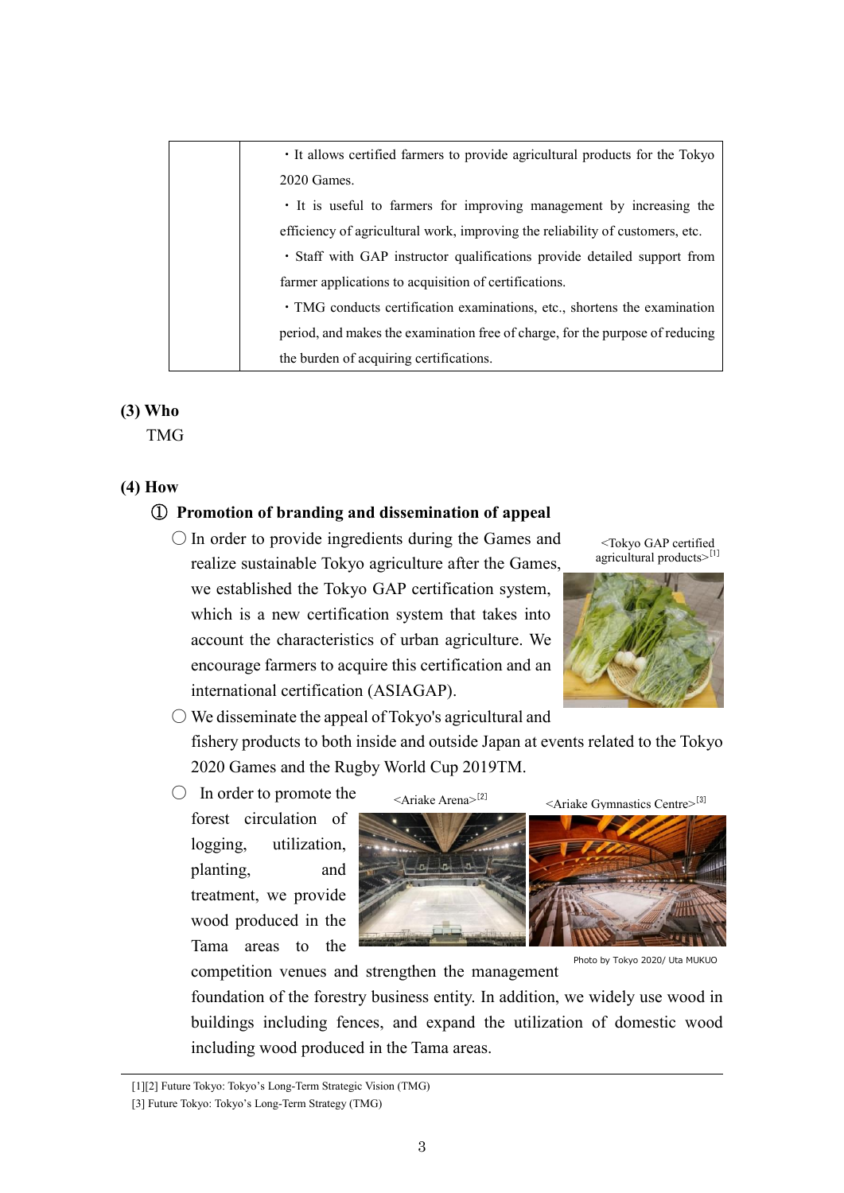|  | ・It allows certified farmers to provide agricultural products for the Tokyo 2020 Games.<br>・It is useful to farmers for improving management by increasing the efficiency of agricultural work, improving the reliability of customers, etc.<br>・Staff with GAP instructor qualifications provide detailed support from farmer applications to acquisition of certifications.<br>・TMG conducts certification examinations, etc., shortens the examination period, and makes the examination free of charge, for the purpose of reducing the burden of acquiring certifications. |
|---|---|

**(3) Who**

TMG

**(4) How**

**① Promotion of branding and dissemination of appeal**

○ In order to provide ingredients during the Games and realize sustainable Tokyo agriculture after the Games, we established the Tokyo GAP certification system, which is a new certification system that takes into account the characteristics of urban agriculture. We encourage farmers to acquire this certification and an international certification (ASIAGAP).

<Tokyo GAP certified agricultural products>[1]

○ We disseminate the appeal of Tokyo's agricultural and fishery products to both inside and outside Japan at events related to the Tokyo 2020 Games and the Rugby World Cup 2019TM.

○ In order to promote the forest circulation of logging, utilization, planting, and treatment, we provide wood produced in the Tama areas to the competition venues and strengthen the management foundation of the forestry business entity. In addition, we widely use wood in buildings including fences, and expand the utilization of domestic wood including wood produced in the Tama areas.

<Ariake Arena>[2]

<Ariake Gymnastics Centre>[3]

Photo by Tokyo 2020/ Uta MUKUO

---

[1][2] Future Tokyo: Tokyo's Long-Term Strategic Vision (TMG)

[3] Future Tokyo: Tokyo's Long-Term Strategy (TMG)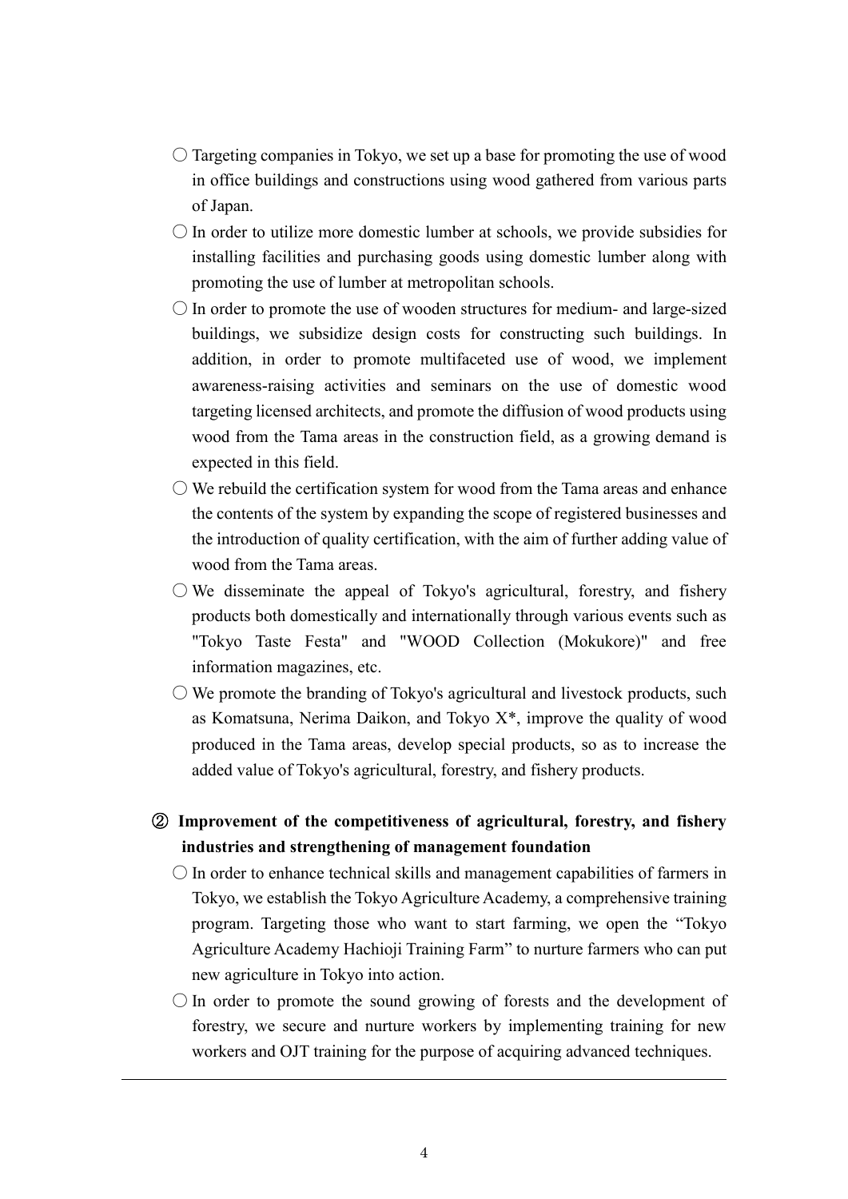○ Targeting companies in Tokyo, we set up a base for promoting the use of wood in office buildings and constructions using wood gathered from various parts of Japan.

○ In order to utilize more domestic lumber at schools, we provide subsidies for installing facilities and purchasing goods using domestic lumber along with promoting the use of lumber at metropolitan schools.

○ In order to promote the use of wooden structures for medium- and large-sized buildings, we subsidize design costs for constructing such buildings. In addition, in order to promote multifaceted use of wood, we implement awareness-raising activities and seminars on the use of domestic wood targeting licensed architects, and promote the diffusion of wood products using wood from the Tama areas in the construction field, as a growing demand is expected in this field.

○ We rebuild the certification system for wood from the Tama areas and enhance the contents of the system by expanding the scope of registered businesses and the introduction of quality certification, with the aim of further adding value of wood from the Tama areas.

○ We disseminate the appeal of Tokyo's agricultural, forestry, and fishery products both domestically and internationally through various events such as "Tokyo Taste Festa" and "WOOD Collection (Mokukore)" and free information magazines, etc.

○ We promote the branding of Tokyo's agricultural and livestock products, such as Komatsuna, Nerima Daikon, and Tokyo X*, improve the quality of wood produced in the Tama areas, develop special products, so as to increase the added value of Tokyo's agricultural, forestry, and fishery products.

**② Improvement of the competitiveness of agricultural, forestry, and fishery industries and strengthening of management foundation**

○ In order to enhance technical skills and management capabilities of farmers in Tokyo, we establish the Tokyo Agriculture Academy, a comprehensive training program. Targeting those who want to start farming, we open the "Tokyo Agriculture Academy Hachioji Training Farm" to nurture farmers who can put new agriculture in Tokyo into action.

○ In order to promote the sound growing of forests and the development of forestry, we secure and nurture workers by implementing training for new workers and OJT training for the purpose of acquiring advanced techniques.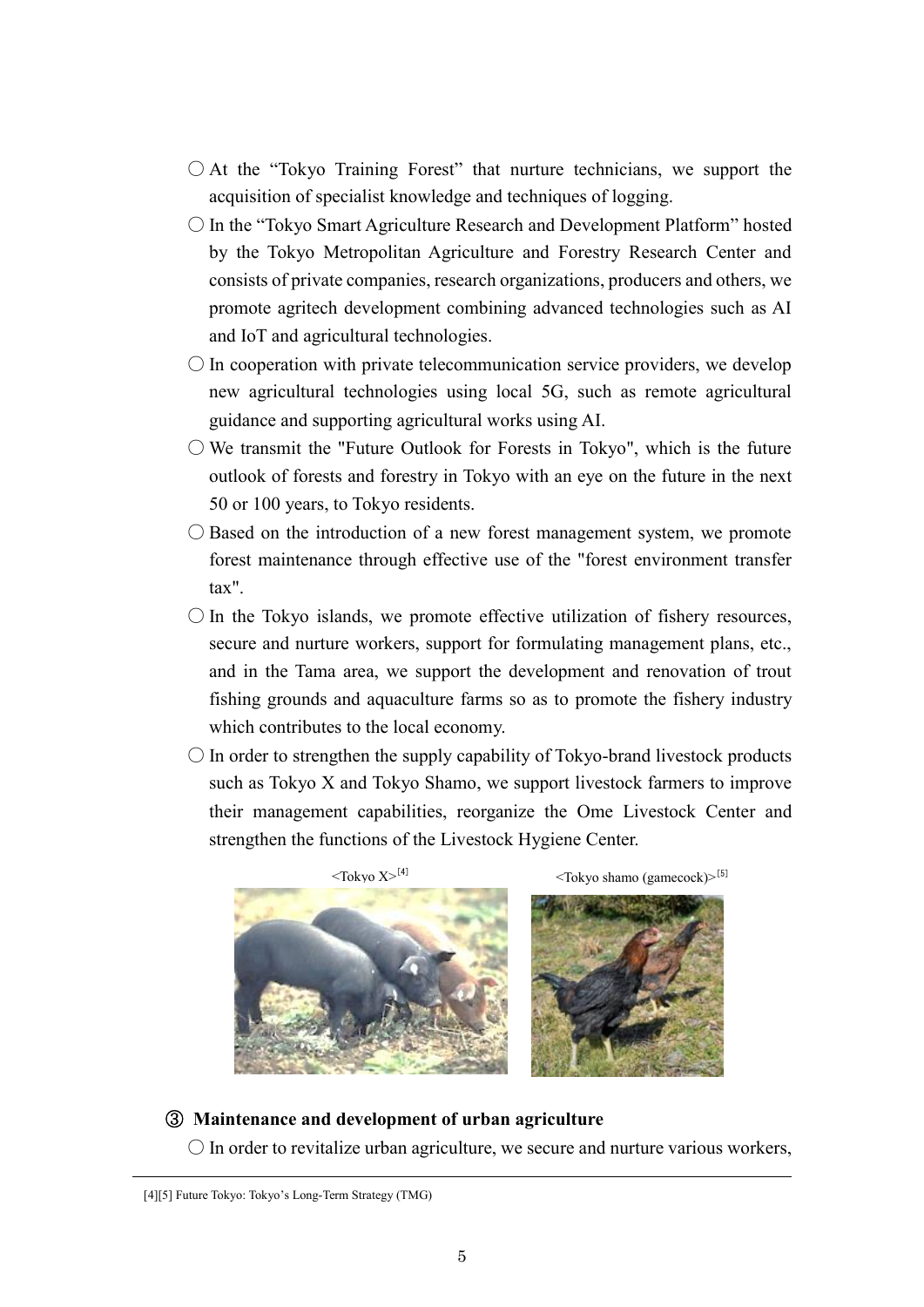- ○ At the "Tokyo Training Forest" that nurture technicians, we support the acquisition of specialist knowledge and techniques of logging.
- ○ In the "Tokyo Smart Agriculture Research and Development Platform" hosted by the Tokyo Metropolitan Agriculture and Forestry Research Center and consists of private companies, research organizations, producers and others, we promote agritech development combining advanced technologies such as AI and IoT and agricultural technologies.
- ○ In cooperation with private telecommunication service providers, we develop new agricultural technologies using local 5G, such as remote agricultural guidance and supporting agricultural works using AI.
- ○ We transmit the "Future Outlook for Forests in Tokyo", which is the future outlook of forests and forestry in Tokyo with an eye on the future in the next 50 or 100 years, to Tokyo residents.
- ○ Based on the introduction of a new forest management system, we promote forest maintenance through effective use of the "forest environment transfer tax".
- ○ In the Tokyo islands, we promote effective utilization of fishery resources, secure and nurture workers, support for formulating management plans, etc., and in the Tama area, we support the development and renovation of trout fishing grounds and aquaculture farms so as to promote the fishery industry which contributes to the local economy.
- ○ In order to strengthen the supply capability of Tokyo-brand livestock products such as Tokyo X and Tokyo Shamo, we support livestock farmers to improve their management capabilities, reorganize the Ome Livestock Center and strengthen the functions of the Livestock Hygiene Center.

<Tokyo X>[4]

<Tokyo shamo (gamecock)>[5]

### ③ Maintenance and development of urban agriculture

- ○ In order to revitalize urban agriculture, we secure and nurture various workers,

[4][5] Future Tokyo: Tokyo's Long-Term Strategy (TMG)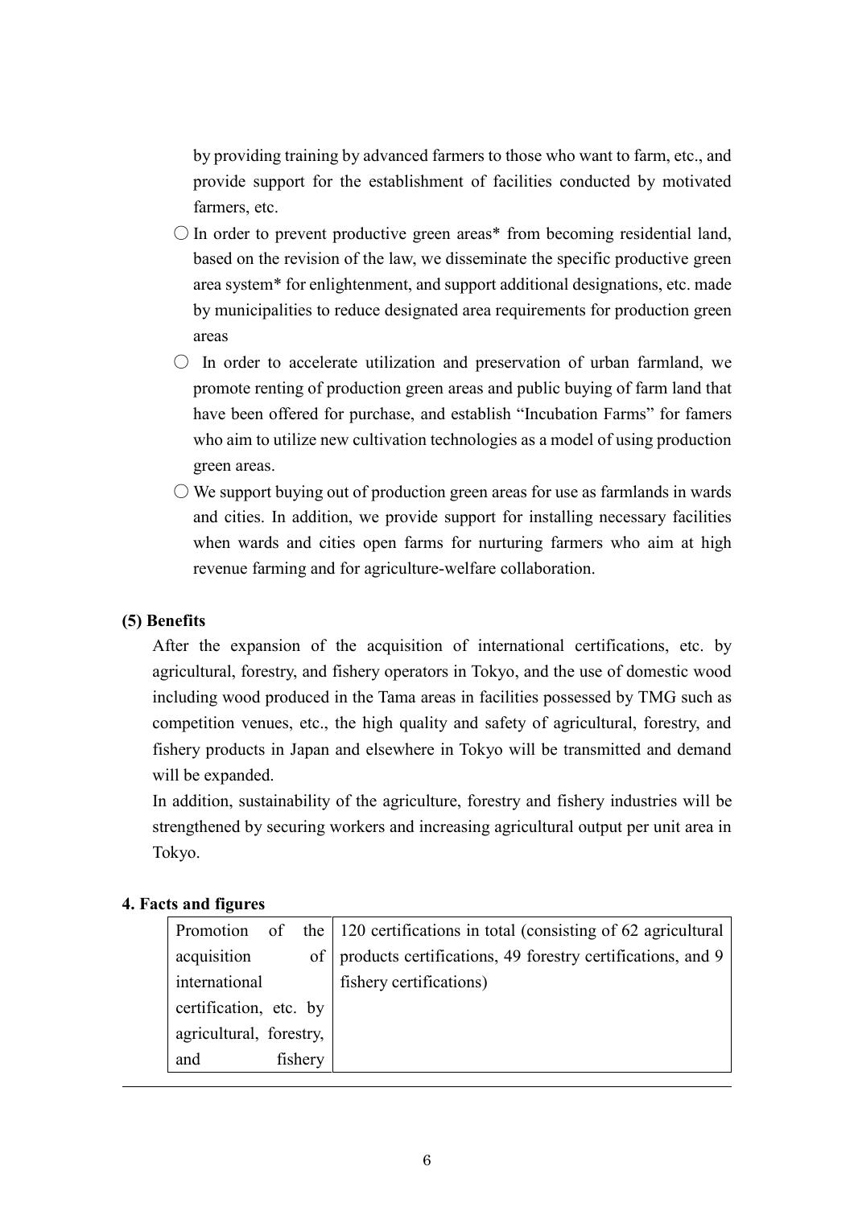by providing training by advanced farmers to those who want to farm, etc., and provide support for the establishment of facilities conducted by motivated farmers, etc.

- ○ In order to prevent productive green areas* from becoming residential land, based on the revision of the law, we disseminate the specific productive green area system* for enlightenment, and support additional designations, etc. made by municipalities to reduce designated area requirements for production green areas
- ○ In order to accelerate utilization and preservation of urban farmland, we promote renting of production green areas and public buying of farm land that have been offered for purchase, and establish "Incubation Farms" for famers who aim to utilize new cultivation technologies as a model of using production green areas.
- ○ We support buying out of production green areas for use as farmlands in wards and cities. In addition, we provide support for installing necessary facilities when wards and cities open farms for nurturing farmers who aim at high revenue farming and for agriculture-welfare collaboration.

**(5) Benefits**

After the expansion of the acquisition of international certifications, etc. by agricultural, forestry, and fishery operators in Tokyo, and the use of domestic wood including wood produced in the Tama areas in facilities possessed by TMG such as competition venues, etc., the high quality and safety of agricultural, forestry, and fishery products in Japan and elsewhere in Tokyo will be transmitted and demand will be expanded.

In addition, sustainability of the agriculture, forestry and fishery industries will be strengthened by securing workers and increasing agricultural output per unit area in Tokyo.

**4. Facts and figures**

| | |
|---|---|
| Promotion of the acquisition of international certification, etc. by agricultural, forestry, and fishery | 120 certifications in total (consisting of 62 agricultural products certifications, 49 forestry certifications, and 9 fishery certifications) |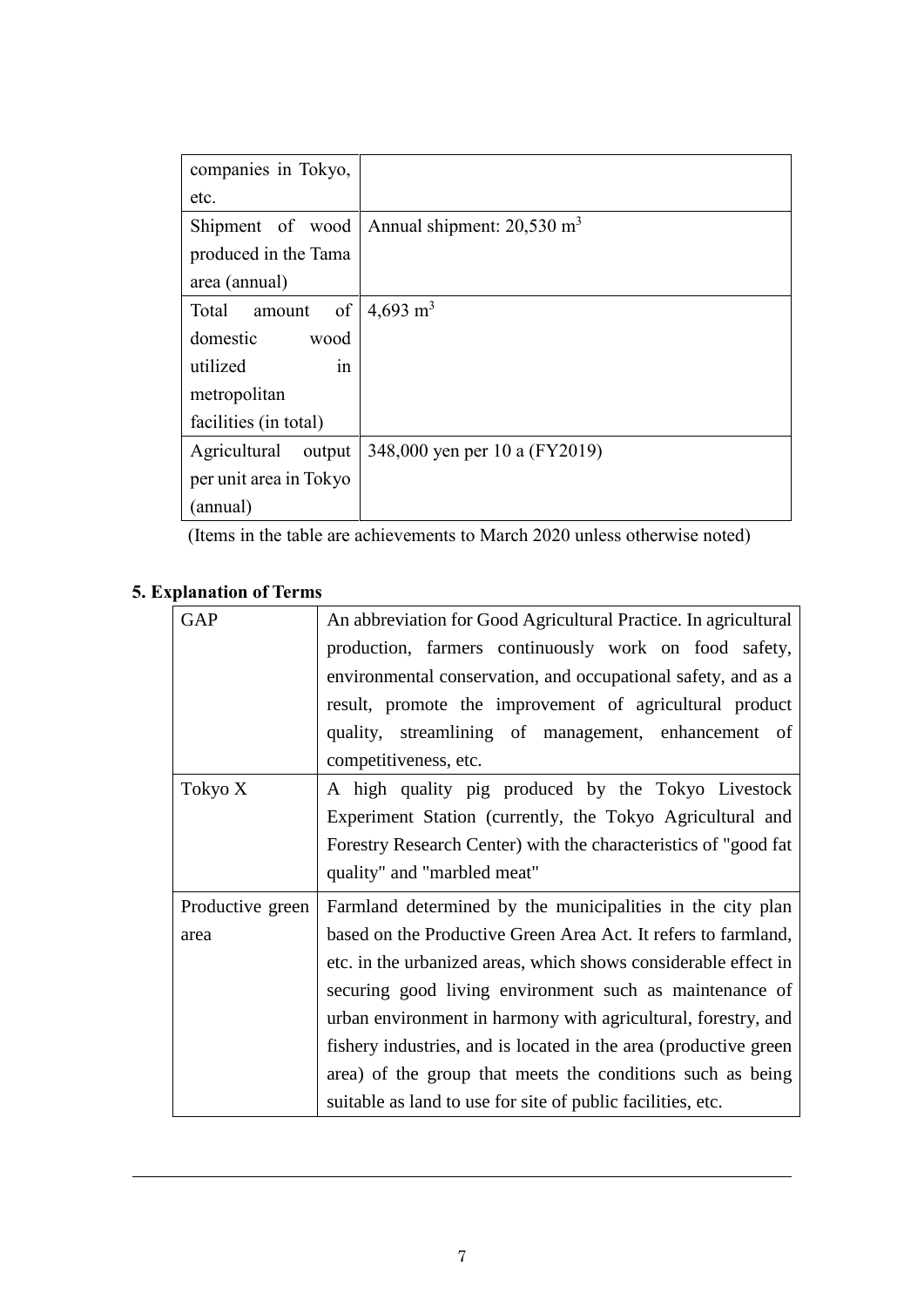| | |
|---|---|
| companies in Tokyo, etc. | |
| Shipment of wood produced in the Tama area (annual) | Annual shipment: 20,530 $m^3$ |
| Total amount of domestic wood utilized in metropolitan facilities (in total) | 4,693 $m^3$ |
| Agricultural output per unit area in Tokyo (annual) | 348,000 yen per 10 a (FY2019) |

(Items in the table are achievements to March 2020 unless otherwise noted)

## 5. Explanation of Terms

| | |
|---|---|
| GAP | An abbreviation for Good Agricultural Practice. In agricultural production, farmers continuously work on food safety, environmental conservation, and occupational safety, and as a result, promote the improvement of agricultural product quality, streamlining of management, enhancement of competitiveness, etc. |
| Tokyo X | A high quality pig produced by the Tokyo Livestock Experiment Station (currently, the Tokyo Agricultural and Forestry Research Center) with the characteristics of "good fat quality" and "marbled meat" |
| Productive green area | Farmland determined by the municipalities in the city plan based on the Productive Green Area Act. It refers to farmland, etc. in the urbanized areas, which shows considerable effect in securing good living environment such as maintenance of urban environment in harmony with agricultural, forestry, and fishery industries, and is located in the area (productive green area) of the group that meets the conditions such as being suitable as land to use for site of public facilities, etc. |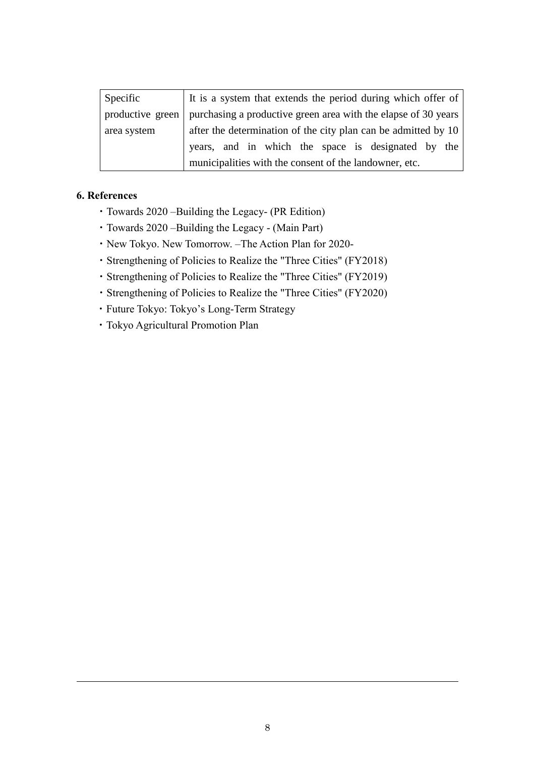| | |
|---|---|
| Specific productive green area system | It is a system that extends the period during which offer of purchasing a productive green area with the elapse of 30 years after the determination of the city plan can be admitted by 10 years, and in which the space is designated by the municipalities with the consent of the landowner, etc. |

**6. References**

- Towards 2020 –Building the Legacy- (PR Edition)
- Towards 2020 –Building the Legacy - (Main Part)
- New Tokyo. New Tomorrow. –The Action Plan for 2020-
- Strengthening of Policies to Realize the "Three Cities" (FY2018)
- Strengthening of Policies to Realize the "Three Cities" (FY2019)
- Strengthening of Policies to Realize the "Three Cities" (FY2020)
- Future Tokyo: Tokyo's Long-Term Strategy
- Tokyo Agricultural Promotion Plan